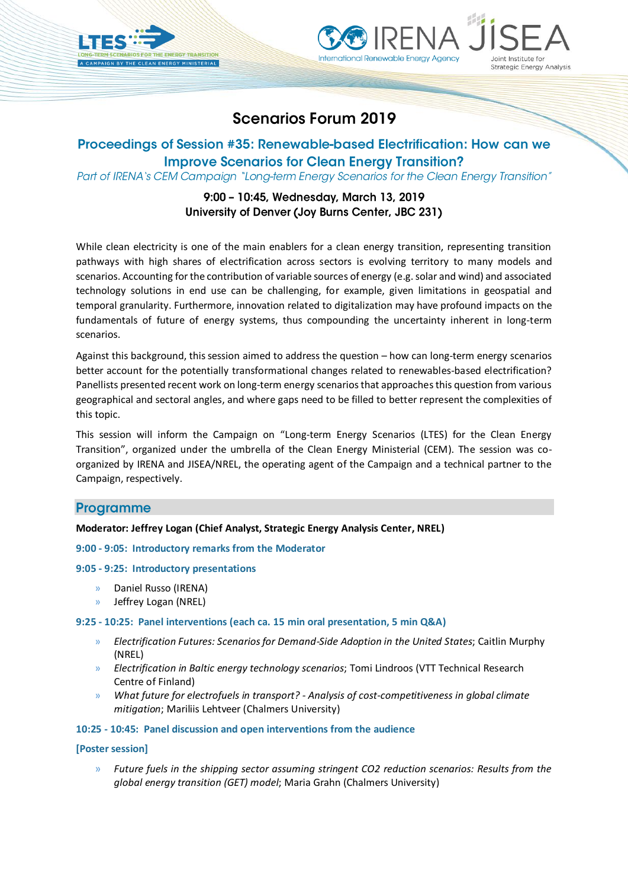LTES — LONG-TERM SCENARIOS FOR THE ENERGY TRANSITION — A CAMPAIGN BY THE CLEAN ENERGY MINISTERIAL

IRENA — International Renewable Energy Agency

JISEA — Joint Institute for Strategic Energy Analysis

# Scenarios Forum 2019

## Proceedings of Session #35: Renewable-based Electrification: How can we Improve Scenarios for Clean Energy Transition?

*Part of IRENA's CEM Campaign "Long-term Energy Scenarios for the Clean Energy Transition"*

**9:00 – 10:45, Wednesday, March 13, 2019**
**University of Denver (Joy Burns Center, JBC 231)**

While clean electricity is one of the main enablers for a clean energy transition, representing transition pathways with high shares of electrification across sectors is evolving territory to many models and scenarios. Accounting for the contribution of variable sources of energy (e.g. solar and wind) and associated technology solutions in end use can be challenging, for example, given limitations in geospatial and temporal granularity. Furthermore, innovation related to digitalization may have profound impacts on the fundamentals of future of energy systems, thus compounding the uncertainty inherent in long-term scenarios.

Against this background, this session aimed to address the question – how can long-term energy scenarios better account for the potentially transformational changes related to renewables-based electrification? Panellists presented recent work on long-term energy scenarios that approaches this question from various geographical and sectoral angles, and where gaps need to be filled to better represent the complexities of this topic.

This session will inform the Campaign on "Long-term Energy Scenarios (LTES) for the Clean Energy Transition", organized under the umbrella of the Clean Energy Ministerial (CEM). The session was co-organized by IRENA and JISEA/NREL, the operating agent of the Campaign and a technical partner to the Campaign, respectively.

## Programme

**Moderator: Jeffrey Logan (Chief Analyst, Strategic Energy Analysis Center, NREL)**

**9:00 - 9:05: Introductory remarks from the Moderator**

**9:05 - 9:25: Introductory presentations**

- Daniel Russo (IRENA)
- Jeffrey Logan (NREL)

**9:25 - 10:25: Panel interventions (each ca. 15 min oral presentation, 5 min Q&A)**

- *Electrification Futures: Scenarios for Demand-Side Adoption in the United States*; Caitlin Murphy (NREL)
- *Electrification in Baltic energy technology scenarios*; Tomi Lindroos (VTT Technical Research Centre of Finland)
- *What future for electrofuels in transport? - Analysis of cost-competitiveness in global climate mitigation*; Mariliis Lehtveer (Chalmers University)

**10:25 - 10:45: Panel discussion and open interventions from the audience**

**[Poster session]**

- *Future fuels in the shipping sector assuming stringent CO2 reduction scenarios: Results from the global energy transition (GET) model*; Maria Grahn (Chalmers University)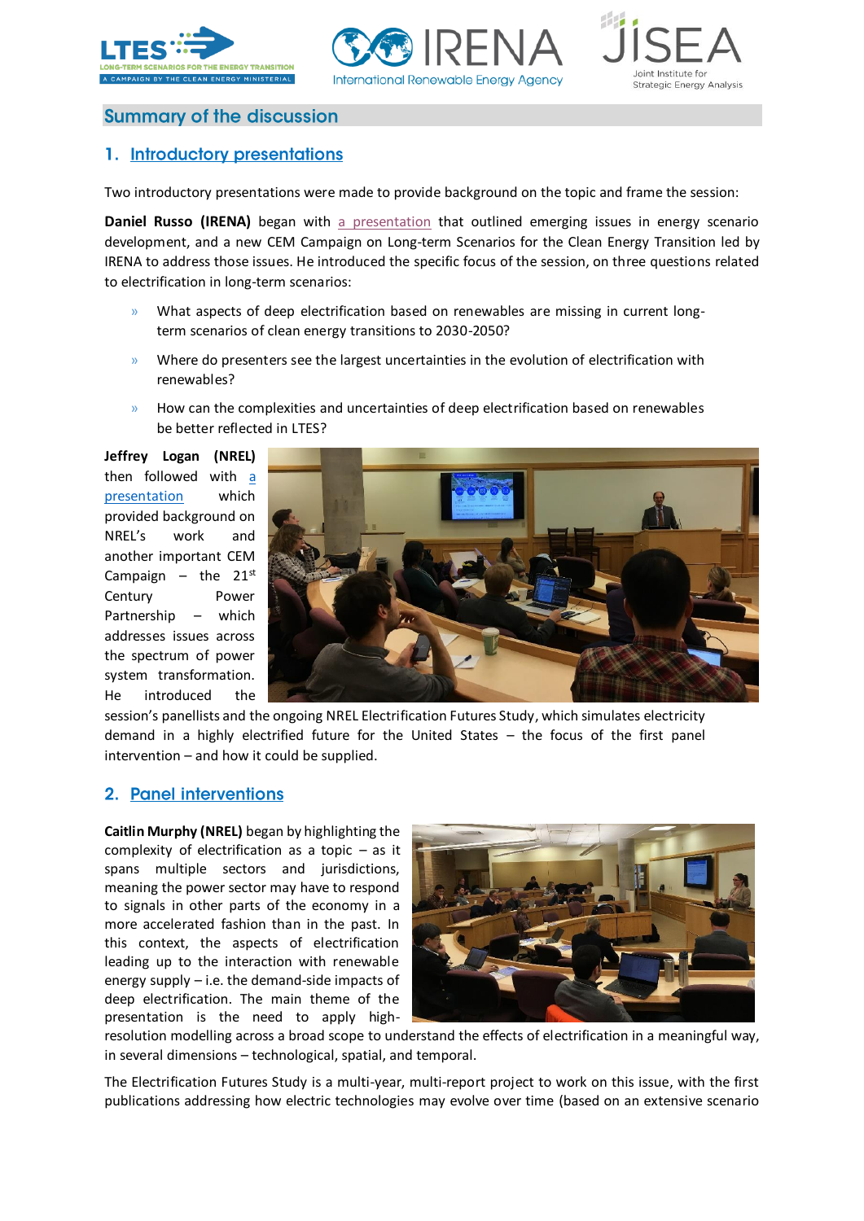## Summary of the discussion

### 1. Introductory presentations

Two introductory presentations were made to provide background on the topic and frame the session:

**Daniel Russo (IRENA)** began with a presentation that outlined emerging issues in energy scenario development, and a new CEM Campaign on Long-term Scenarios for the Clean Energy Transition led by IRENA to address those issues. He introduced the specific focus of the session, on three questions related to electrification in long-term scenarios:

- What aspects of deep electrification based on renewables are missing in current long-term scenarios of clean energy transitions to 2030-2050?
- Where do presenters see the largest uncertainties in the evolution of electrification with renewables?
- How can the complexities and uncertainties of deep electrification based on renewables be better reflected in LTES?

**Jeffrey Logan (NREL)** then followed with a presentation which provided background on NREL's work and another important CEM Campaign – the 21st Century Power Partnership – which addresses issues across the spectrum of power system transformation. He introduced the session's panellists and the ongoing NREL Electrification Futures Study, which simulates electricity demand in a highly electrified future for the United States – the focus of the first panel intervention – and how it could be supplied.

### 2. Panel interventions

**Caitlin Murphy (NREL)** began by highlighting the complexity of electrification as a topic – as it spans multiple sectors and jurisdictions, meaning the power sector may have to respond to signals in other parts of the economy in a more accelerated fashion than in the past. In this context, the aspects of electrification leading up to the interaction with renewable energy supply – i.e. the demand-side impacts of deep electrification. The main theme of the presentation is the need to apply high-resolution modelling across a broad scope to understand the effects of electrification in a meaningful way, in several dimensions – technological, spatial, and temporal.

The Electrification Futures Study is a multi-year, multi-report project to work on this issue, with the first publications addressing how electric technologies may evolve over time (based on an extensive scenario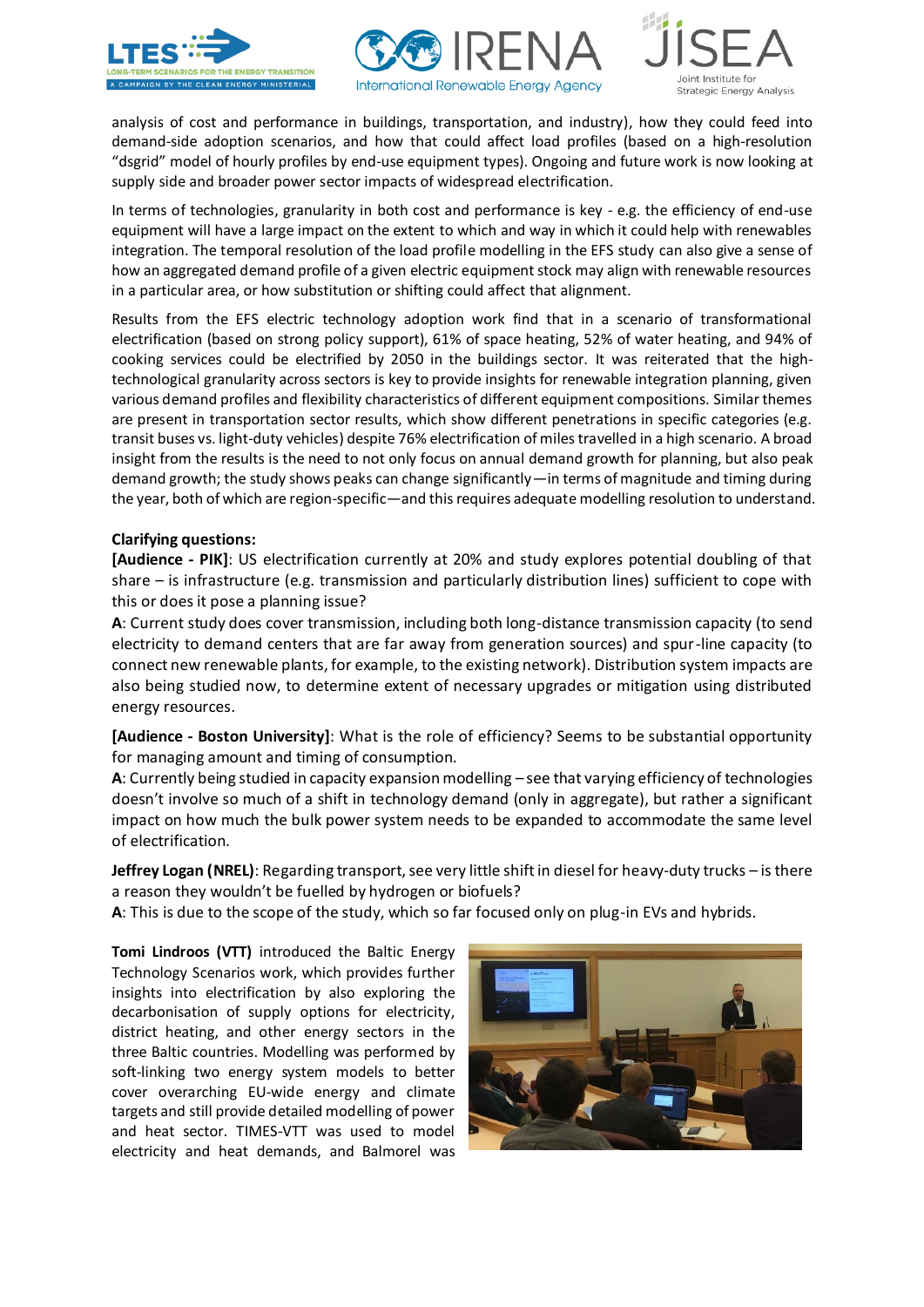analysis of cost and performance in buildings, transportation, and industry), how they could feed into demand-side adoption scenarios, and how that could affect load profiles (based on a high-resolution "dsgrid" model of hourly profiles by end-use equipment types). Ongoing and future work is now looking at supply side and broader power sector impacts of widespread electrification.

In terms of technologies, granularity in both cost and performance is key - e.g. the efficiency of end-use equipment will have a large impact on the extent to which and way in which it could help with renewables integration. The temporal resolution of the load profile modelling in the EFS study can also give a sense of how an aggregated demand profile of a given electric equipment stock may align with renewable resources in a particular area, or how substitution or shifting could affect that alignment.

Results from the EFS electric technology adoption work find that in a scenario of transformational electrification (based on strong policy support), 61% of space heating, 52% of water heating, and 94% of cooking services could be electrified by 2050 in the buildings sector. It was reiterated that the high-technological granularity across sectors is key to provide insights for renewable integration planning, given various demand profiles and flexibility characteristics of different equipment compositions. Similar themes are present in transportation sector results, which show different penetrations in specific categories (e.g. transit buses vs. light-duty vehicles) despite 76% electrification of miles travelled in a high scenario. A broad insight from the results is the need to not only focus on annual demand growth for planning, but also peak demand growth; the study shows peaks can change significantly—in terms of magnitude and timing during the year, both of which are region-specific—and this requires adequate modelling resolution to understand.

**Clarifying questions:**

**[Audience - PIK]**: US electrification currently at 20% and study explores potential doubling of that share – is infrastructure (e.g. transmission and particularly distribution lines) sufficient to cope with this or does it pose a planning issue?

**A**: Current study does cover transmission, including both long-distance transmission capacity (to send electricity to demand centers that are far away from generation sources) and spur-line capacity (to connect new renewable plants, for example, to the existing network). Distribution system impacts are also being studied now, to determine extent of necessary upgrades or mitigation using distributed energy resources.

**[Audience - Boston University]**: What is the role of efficiency? Seems to be substantial opportunity for managing amount and timing of consumption.

**A**: Currently being studied in capacity expansion modelling – see that varying efficiency of technologies doesn't involve so much of a shift in technology demand (only in aggregate), but rather a significant impact on how much the bulk power system needs to be expanded to accommodate the same level of electrification.

**Jeffrey Logan (NREL)**: Regarding transport, see very little shift in diesel for heavy-duty trucks – is there a reason they wouldn't be fuelled by hydrogen or biofuels?

**A**: This is due to the scope of the study, which so far focused only on plug-in EVs and hybrids.

**Tomi Lindroos (VTT)** introduced the Baltic Energy Technology Scenarios work, which provides further insights into electrification by also exploring the decarbonisation of supply options for electricity, district heating, and other energy sectors in the three Baltic countries. Modelling was performed by soft-linking two energy system models to better cover overarching EU-wide energy and climate targets and still provide detailed modelling of power and heat sector. TIMES-VTT was used to model electricity and heat demands, and Balmorel was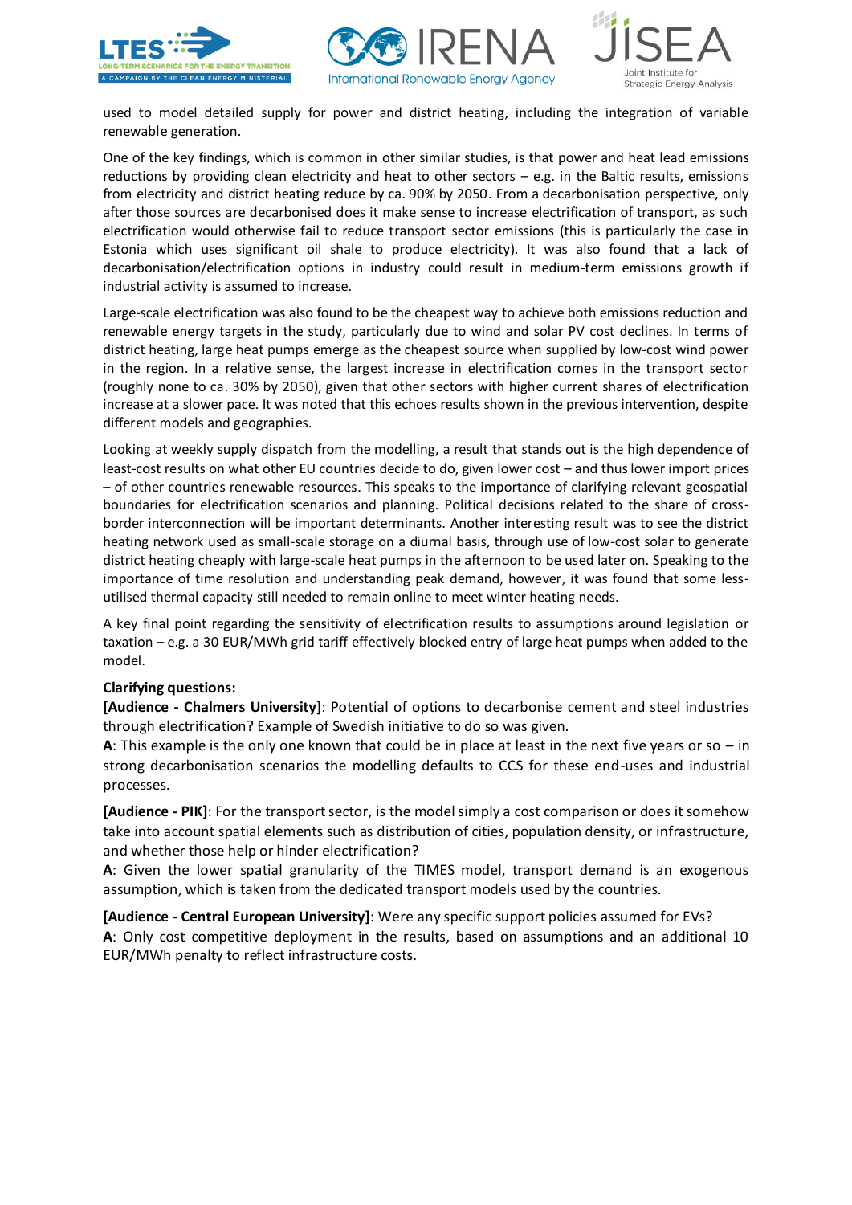used to model detailed supply for power and district heating, including the integration of variable renewable generation.

One of the key findings, which is common in other similar studies, is that power and heat lead emissions reductions by providing clean electricity and heat to other sectors – e.g. in the Baltic results, emissions from electricity and district heating reduce by ca. 90% by 2050. From a decarbonisation perspective, only after those sources are decarbonised does it make sense to increase electrification of transport, as such electrification would otherwise fail to reduce transport sector emissions (this is particularly the case in Estonia which uses significant oil shale to produce electricity). It was also found that a lack of decarbonisation/electrification options in industry could result in medium-term emissions growth if industrial activity is assumed to increase.

Large-scale electrification was also found to be the cheapest way to achieve both emissions reduction and renewable energy targets in the study, particularly due to wind and solar PV cost declines. In terms of district heating, large heat pumps emerge as the cheapest source when supplied by low-cost wind power in the region. In a relative sense, the largest increase in electrification comes in the transport sector (roughly none to ca. 30% by 2050), given that other sectors with higher current shares of electrification increase at a slower pace. It was noted that this echoes results shown in the previous intervention, despite different models and geographies.

Looking at weekly supply dispatch from the modelling, a result that stands out is the high dependence of least-cost results on what other EU countries decide to do, given lower cost – and thus lower import prices – of other countries renewable resources. This speaks to the importance of clarifying relevant geospatial boundaries for electrification scenarios and planning. Political decisions related to the share of cross-border interconnection will be important determinants. Another interesting result was to see the district heating network used as small-scale storage on a diurnal basis, through use of low-cost solar to generate district heating cheaply with large-scale heat pumps in the afternoon to be used later on. Speaking to the importance of time resolution and understanding peak demand, however, it was found that some less-utilised thermal capacity still needed to remain online to meet winter heating needs.

A key final point regarding the sensitivity of electrification results to assumptions around legislation or taxation – e.g. a 30 EUR/MWh grid tariff effectively blocked entry of large heat pumps when added to the model.

**Clarifying questions:**

**[Audience - Chalmers University]**: Potential of options to decarbonise cement and steel industries through electrification? Example of Swedish initiative to do so was given.

**A**: This example is the only one known that could be in place at least in the next five years or so – in strong decarbonisation scenarios the modelling defaults to CCS for these end-uses and industrial processes.

**[Audience - PIK]**: For the transport sector, is the model simply a cost comparison or does it somehow take into account spatial elements such as distribution of cities, population density, or infrastructure, and whether those help or hinder electrification?

**A**: Given the lower spatial granularity of the TIMES model, transport demand is an exogenous assumption, which is taken from the dedicated transport models used by the countries.

**[Audience - Central European University]**: Were any specific support policies assumed for EVs?

**A**: Only cost competitive deployment in the results, based on assumptions and an additional 10 EUR/MWh penalty to reflect infrastructure costs.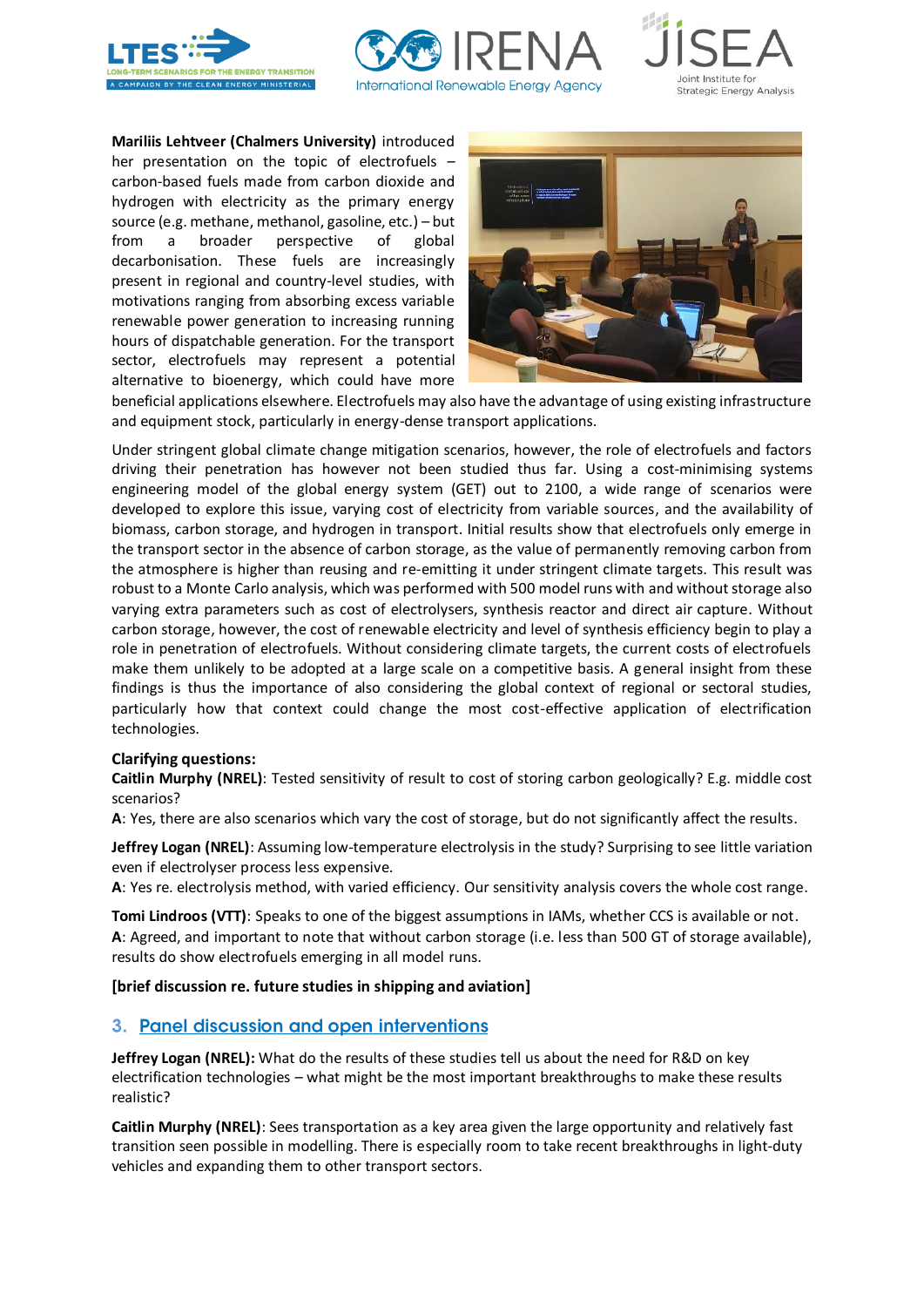**Mariliis Lehtveer (Chalmers University)** introduced her presentation on the topic of electrofuels – carbon-based fuels made from carbon dioxide and hydrogen with electricity as the primary energy source (e.g. methane, methanol, gasoline, etc.) – but from a broader perspective of global decarbonisation. These fuels are increasingly present in regional and country-level studies, with motivations ranging from absorbing excess variable renewable power generation to increasing running hours of dispatchable generation. For the transport sector, electrofuels may represent a potential alternative to bioenergy, which could have more beneficial applications elsewhere. Electrofuels may also have the advantage of using existing infrastructure and equipment stock, particularly in energy-dense transport applications.

Under stringent global climate change mitigation scenarios, however, the role of electrofuels and factors driving their penetration has however not been studied thus far. Using a cost-minimising systems engineering model of the global energy system (GET) out to 2100, a wide range of scenarios were developed to explore this issue, varying cost of electricity from variable sources, and the availability of biomass, carbon storage, and hydrogen in transport. Initial results show that electrofuels only emerge in the transport sector in the absence of carbon storage, as the value of permanently removing carbon from the atmosphere is higher than reusing and re-emitting it under stringent climate targets. This result was robust to a Monte Carlo analysis, which was performed with 500 model runs with and without storage also varying extra parameters such as cost of electrolysers, synthesis reactor and direct air capture. Without carbon storage, however, the cost of renewable electricity and level of synthesis efficiency begin to play a role in penetration of electrofuels. Without considering climate targets, the current costs of electrofuels make them unlikely to be adopted at a large scale on a competitive basis. A general insight from these findings is thus the importance of also considering the global context of regional or sectoral studies, particularly how that context could change the most cost-effective application of electrification technologies.

**Clarifying questions:**

**Caitlin Murphy (NREL)**: Tested sensitivity of result to cost of storing carbon geologically? E.g. middle cost scenarios?

**A**: Yes, there are also scenarios which vary the cost of storage, but do not significantly affect the results.

**Jeffrey Logan (NREL)**: Assuming low-temperature electrolysis in the study? Surprising to see little variation even if electrolyser process less expensive.

**A**: Yes re. electrolysis method, with varied efficiency. Our sensitivity analysis covers the whole cost range.

**Tomi Lindroos (VTT)**: Speaks to one of the biggest assumptions in IAMs, whether CCS is available or not.

**A**: Agreed, and important to note that without carbon storage (i.e. less than 500 GT of storage available), results do show electrofuels emerging in all model runs.

**[brief discussion re. future studies in shipping and aviation]**

## 3. Panel discussion and open interventions

**Jeffrey Logan (NREL):** What do the results of these studies tell us about the need for R&D on key electrification technologies – what might be the most important breakthroughs to make these results realistic?

**Caitlin Murphy (NREL)**: Sees transportation as a key area given the large opportunity and relatively fast transition seen possible in modelling. There is especially room to take recent breakthroughs in light-duty vehicles and expanding them to other transport sectors.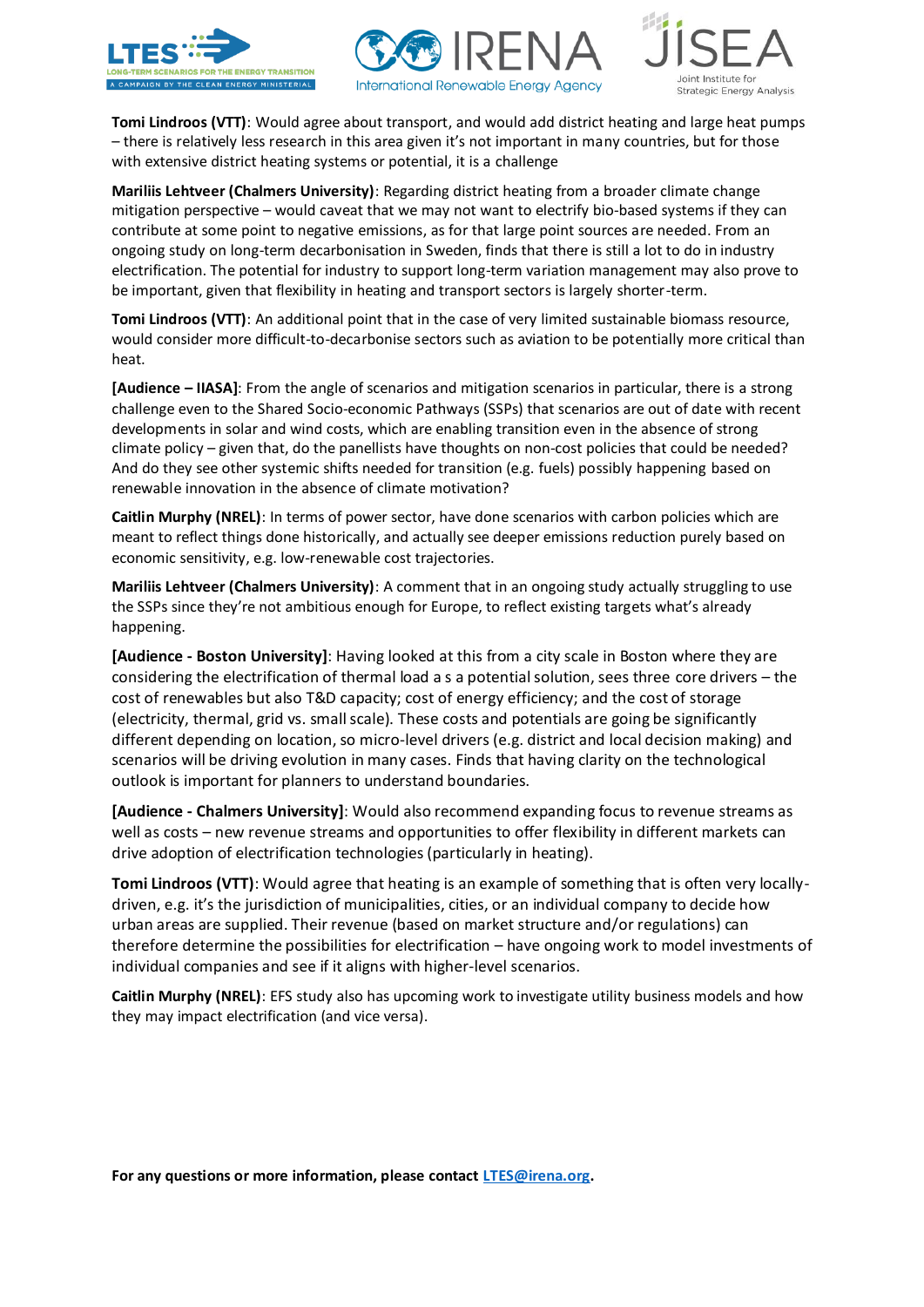**Tomi Lindroos (VTT)**: Would agree about transport, and would add district heating and large heat pumps – there is relatively less research in this area given it's not important in many countries, but for those with extensive district heating systems or potential, it is a challenge

**Mariliis Lehtveer (Chalmers University)**: Regarding district heating from a broader climate change mitigation perspective – would caveat that we may not want to electrify bio-based systems if they can contribute at some point to negative emissions, as for that large point sources are needed. From an ongoing study on long-term decarbonisation in Sweden, finds that there is still a lot to do in industry electrification. The potential for industry to support long-term variation management may also prove to be important, given that flexibility in heating and transport sectors is largely shorter-term.

**Tomi Lindroos (VTT)**: An additional point that in the case of very limited sustainable biomass resource, would consider more difficult-to-decarbonise sectors such as aviation to be potentially more critical than heat.

**[Audience – IIASA]**: From the angle of scenarios and mitigation scenarios in particular, there is a strong challenge even to the Shared Socio-economic Pathways (SSPs) that scenarios are out of date with recent developments in solar and wind costs, which are enabling transition even in the absence of strong climate policy – given that, do the panellists have thoughts on non-cost policies that could be needed? And do they see other systemic shifts needed for transition (e.g. fuels) possibly happening based on renewable innovation in the absence of climate motivation?

**Caitlin Murphy (NREL)**: In terms of power sector, have done scenarios with carbon policies which are meant to reflect things done historically, and actually see deeper emissions reduction purely based on economic sensitivity, e.g. low-renewable cost trajectories.

**Mariliis Lehtveer (Chalmers University)**: A comment that in an ongoing study actually struggling to use the SSPs since they're not ambitious enough for Europe, to reflect existing targets what's already happening.

**[Audience - Boston University]**: Having looked at this from a city scale in Boston where they are considering the electrification of thermal load a s a potential solution, sees three core drivers – the cost of renewables but also T&D capacity; cost of energy efficiency; and the cost of storage (electricity, thermal, grid vs. small scale). These costs and potentials are going be significantly different depending on location, so micro-level drivers (e.g. district and local decision making) and scenarios will be driving evolution in many cases. Finds that having clarity on the technological outlook is important for planners to understand boundaries.

**[Audience - Chalmers University]**: Would also recommend expanding focus to revenue streams as well as costs – new revenue streams and opportunities to offer flexibility in different markets can drive adoption of electrification technologies (particularly in heating).

**Tomi Lindroos (VTT)**: Would agree that heating is an example of something that is often very locally-driven, e.g. it's the jurisdiction of municipalities, cities, or an individual company to decide how urban areas are supplied. Their revenue (based on market structure and/or regulations) can therefore determine the possibilities for electrification – have ongoing work to model investments of individual companies and see if it aligns with higher-level scenarios.

**Caitlin Murphy (NREL)**: EFS study also has upcoming work to investigate utility business models and how they may impact electrification (and vice versa).

**For any questions or more information, please contact [LTES@irena.org](mailto:LTES@irena.org).**